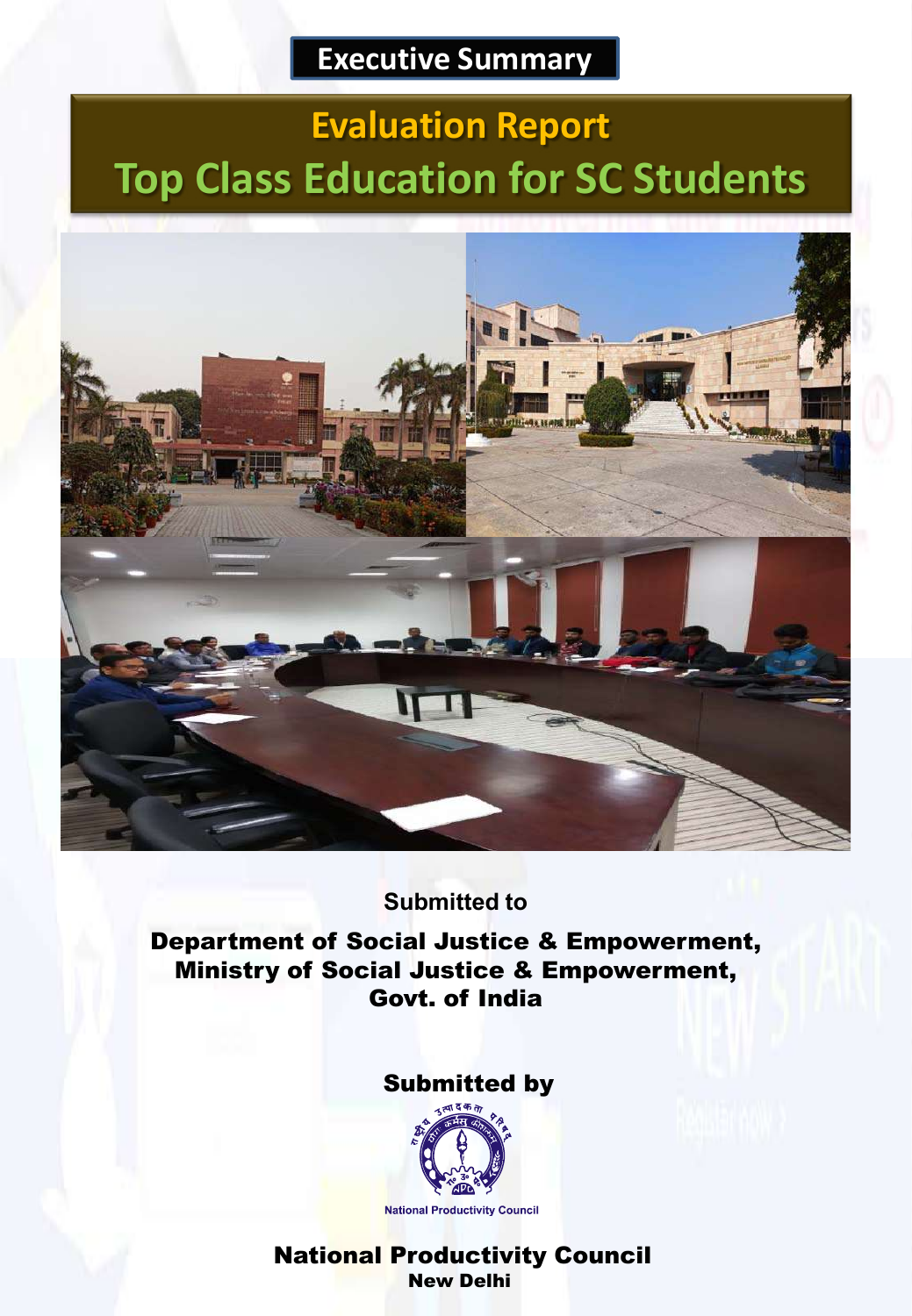**Executive Summary**

# Evaluation Report

# Top Class Education for SC Students

**Submitted to**

**Department of Social Justice & Empowerment,
Ministry of Social Justice & Empowerment,
Govt. of India**

**Submitted by**

National Productivity Council

**National Productivity Council**
**New Delhi**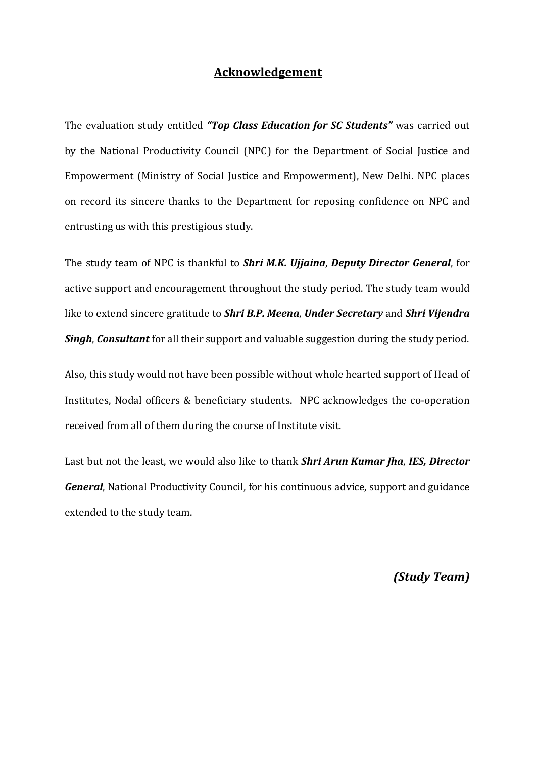# Acknowledgement

The evaluation study entitled ***"Top Class Education for SC Students"*** was carried out by the National Productivity Council (NPC) for the Department of Social Justice and Empowerment (Ministry of Social Justice and Empowerment), New Delhi. NPC places on record its sincere thanks to the Department for reposing confidence on NPC and entrusting us with this prestigious study.

The study team of NPC is thankful to ***Shri M.K. Ujjaina***, ***Deputy Director General***, for active support and encouragement throughout the study period. The study team would like to extend sincere gratitude to ***Shri B.P. Meena***, ***Under Secretary*** and ***Shri Vijendra Singh***, ***Consultant*** for all their support and valuable suggestion during the study period.

Also, this study would not have been possible without whole hearted support of Head of Institutes, Nodal officers & beneficiary students. NPC acknowledges the co-operation received from all of them during the course of Institute visit.

Last but not the least, we would also like to thank ***Shri Arun Kumar Jha***, ***IES, Director General***, National Productivity Council, for his continuous advice, support and guidance extended to the study team.

***(Study Team)***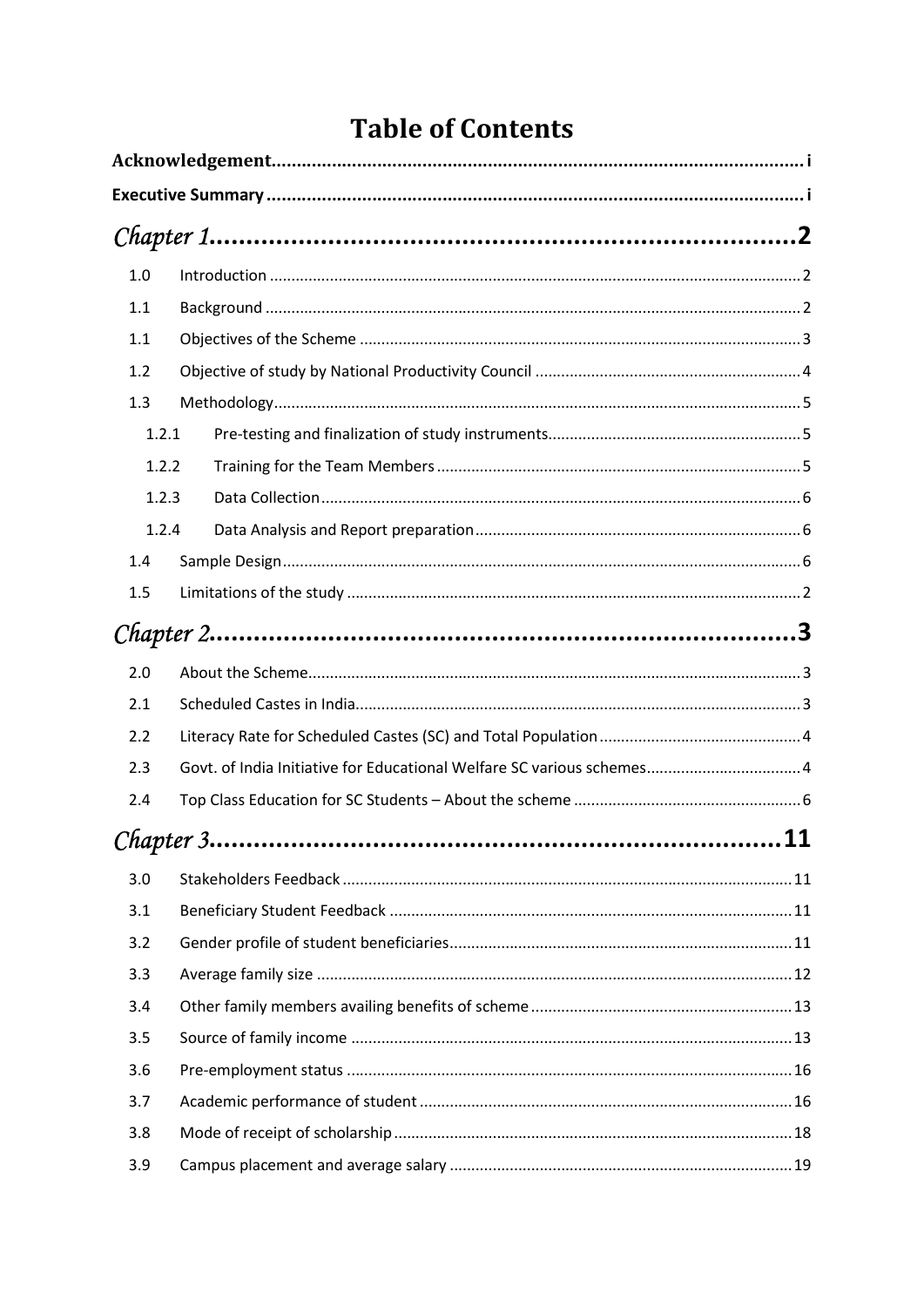# Table of Contents

**Acknowledgement** ..................................................................................................... i

**Executive Summary** ..................................................................................................... i

## *Chapter 1* ............................................................................................ 2

1.0 Introduction ..................................................................................................... 2

1.1 Background ..................................................................................................... 2

1.1 Objectives of the Scheme ..................................................................................................... 3

1.2 Objective of study by National Productivity Council ..................................................................................................... 4

1.3 Methodology ..................................................................................................... 5

1.2.1 Pre-testing and finalization of study instruments ..................................................................................................... 5

1.2.2 Training for the Team Members ..................................................................................................... 5

1.2.3 Data Collection ..................................................................................................... 6

1.2.4 Data Analysis and Report preparation ..................................................................................................... 6

1.4 Sample Design ..................................................................................................... 6

1.5 Limitations of the study ..................................................................................................... 2

## *Chapter 2* ............................................................................................ 3

2.0 About the Scheme ..................................................................................................... 3

2.1 Scheduled Castes in India ..................................................................................................... 3

2.2 Literacy Rate for Scheduled Castes (SC) and Total Population ..................................................................................................... 4

2.3 Govt. of India Initiative for Educational Welfare SC various schemes ..................................................................................................... 4

2.4 Top Class Education for SC Students – About the scheme ..................................................................................................... 6

## *Chapter 3* ............................................................................................ 11

3.0 Stakeholders Feedback ..................................................................................................... 11

3.1 Beneficiary Student Feedback ..................................................................................................... 11

3.2 Gender profile of student beneficiaries ..................................................................................................... 11

3.3 Average family size ..................................................................................................... 12

3.4 Other family members availing benefits of scheme ..................................................................................................... 13

3.5 Source of family income ..................................................................................................... 13

3.6 Pre-employment status ..................................................................................................... 16

3.7 Academic performance of student ..................................................................................................... 16

3.8 Mode of receipt of scholarship ..................................................................................................... 18

3.9 Campus placement and average salary ..................................................................................................... 19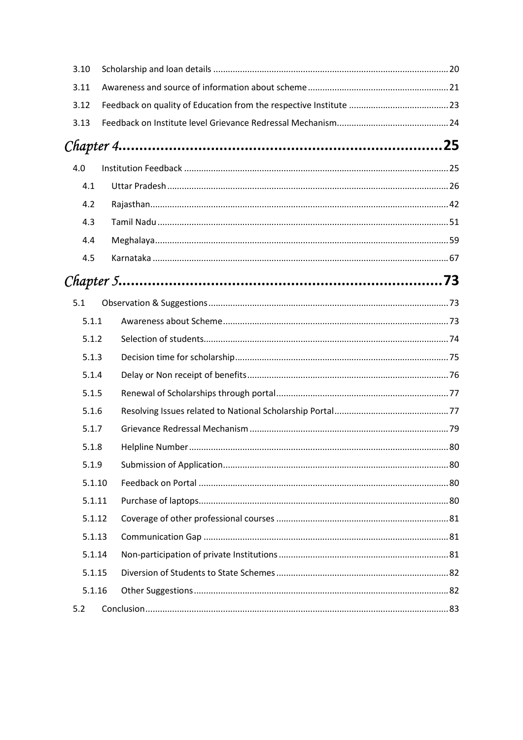3.10 Scholarship and loan details ........ 20
3.11 Awareness and source of information about scheme ........ 21
3.12 Feedback on quality of Education from the respective Institute ........ 23
3.13 Feedback on Institute level Grievance Redressal Mechanism ........ 24

# *Chapter 4* ........ 25

4.0 Institution Feedback ........ 25
- 4.1 Uttar Pradesh ........ 26
- 4.2 Rajasthan ........ 42
- 4.3 Tamil Nadu ........ 51
- 4.4 Meghalaya ........ 59
- 4.5 Karnataka ........ 67

# *Chapter 5* ........ 73

5.1 Observation & Suggestions ........ 73
- 5.1.1 Awareness about Scheme ........ 73
- 5.1.2 Selection of students ........ 74
- 5.1.3 Decision time for scholarship ........ 75
- 5.1.4 Delay or Non receipt of benefits ........ 76
- 5.1.5 Renewal of Scholarships through portal ........ 77
- 5.1.6 Resolving Issues related to National Scholarship Portal ........ 77
- 5.1.7 Grievance Redressal Mechanism ........ 79
- 5.1.8 Helpline Number ........ 80
- 5.1.9 Submission of Application ........ 80
- 5.1.10 Feedback on Portal ........ 80
- 5.1.11 Purchase of laptops ........ 80
- 5.1.12 Coverage of other professional courses ........ 81
- 5.1.13 Communication Gap ........ 81
- 5.1.14 Non-participation of private Institutions ........ 81
- 5.1.15 Diversion of Students to State Schemes ........ 82
- 5.1.16 Other Suggestions ........ 82

5.2 Conclusion ........ 83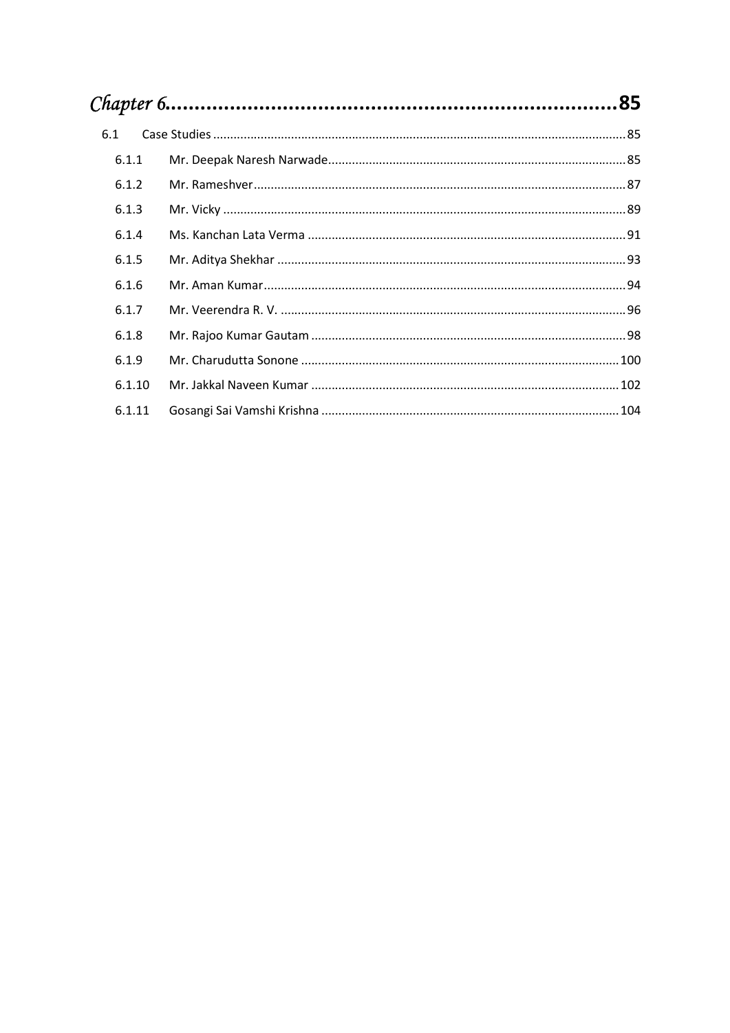*Chapter 6*.........................................................................**85**

6.1 Case Studies ........................................................................................................................85

6.1.1 Mr. Deepak Naresh Narwade.......................................................................................85

6.1.2 Mr. Rameshver............................................................................................................87

6.1.3 Mr. Vicky ......................................................................................................................89

6.1.4 Ms. Kanchan Lata Verma .............................................................................................91

6.1.5 Mr. Aditya Shekhar ......................................................................................................93

6.1.6 Mr. Aman Kumar..........................................................................................................94

6.1.7 Mr. Veerendra R. V. .....................................................................................................96

6.1.8 Mr. Rajoo Kumar Gautam ............................................................................................98

6.1.9 Mr. Charudutta Sonone .............................................................................................100

6.1.10 Mr. Jakkal Naveen Kumar ..........................................................................................102

6.1.11 Gosangi Sai Vamshi Krishna .......................................................................................104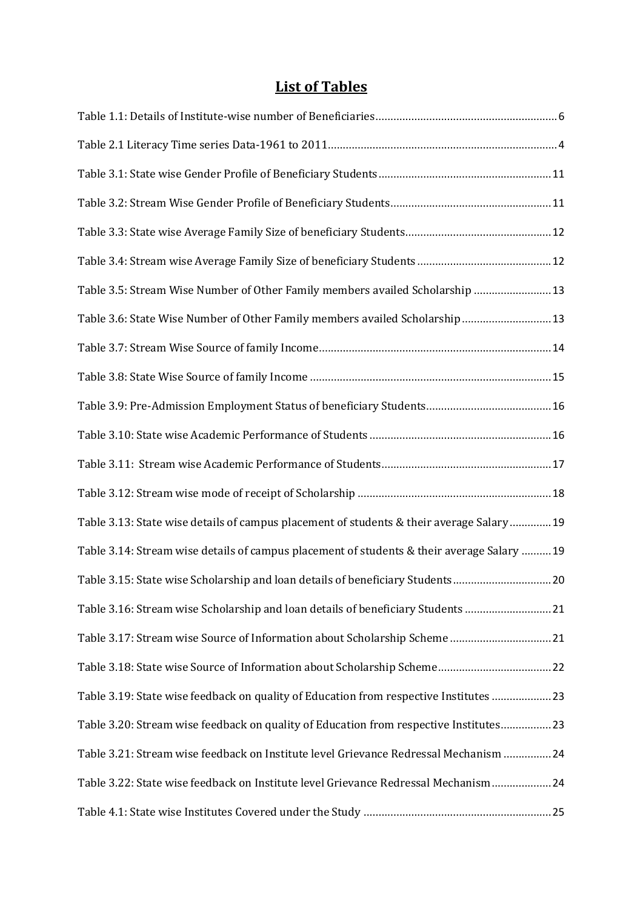# List of Tables

Table 1.1: Details of Institute-wise number of Beneficiaries........................................................6

Table 2.1 Literacy Time series Data-1961 to 2011........................................................................4

Table 3.1: State wise Gender Profile of Beneficiary Students......................................................11

Table 3.2: Stream Wise Gender Profile of Beneficiary Students..................................................11

Table 3.3: State wise Average Family Size of beneficiary Students.............................................12

Table 3.4: Stream wise Average Family Size of beneficiary Students..........................................12

Table 3.5: Stream Wise Number of Other Family members availed Scholarship ........................13

Table 3.6: State Wise Number of Other Family members availed Scholarship...........................13

Table 3.7: Stream Wise Source of family Income..........................................................................14

Table 3.8: State Wise Source of family Income ............................................................................15

Table 3.9: Pre-Admission Employment Status of beneficiary Students.......................................16

Table 3.10: State wise Academic Performance of Students .........................................................16

Table 3.11: Stream wise Academic Performance of Students.......................................................17

Table 3.12: Stream wise mode of receipt of Scholarship .............................................................18

Table 3.13: State wise details of campus placement of students & their average Salary.............19

Table 3.14: Stream wise details of campus placement of students & their average Salary ..........19

Table 3.15: State wise Scholarship and loan details of beneficiary Students...............................20

Table 3.16: Stream wise Scholarship and loan details of beneficiary Students ...........................21

Table 3.17: Stream wise Source of Information about Scholarship Scheme ...............................21

Table 3.18: State wise Source of Information about Scholarship Scheme....................................22

Table 3.19: State wise feedback on quality of Education from respective Institutes ..................23

Table 3.20: Stream wise feedback on quality of Education from respective Institutes................23

Table 3.21: Stream wise feedback on Institute level Grievance Redressal Mechanism ...............24

Table 3.22: State wise feedback on Institute level Grievance Redressal Mechanism...................24

Table 4.1: State wise Institutes Covered under the Study ............................................................25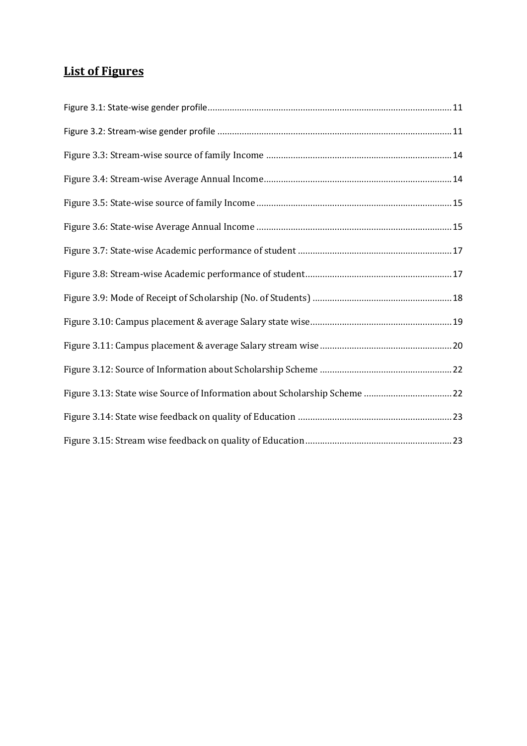## List of Figures

Figure 3.1: State-wise gender profile....................................................................................................11

Figure 3.2: Stream-wise gender profile ...............................................................................................11

Figure 3.3: Stream-wise source of family Income ...........................................................................14

Figure 3.4: Stream-wise Average Annual Income............................................................................14

Figure 3.5: State-wise source of family Income ...............................................................................15

Figure 3.6: State-wise Average Annual Income ...............................................................................15

Figure 3.7: State-wise Academic performance of student ..............................................................17

Figure 3.8: Stream-wise Academic performance of student...........................................................17

Figure 3.9: Mode of Receipt of Scholarship (No. of Students) ........................................................18

Figure 3.10: Campus placement & average Salary state wise.........................................................19

Figure 3.11: Campus placement & average Salary stream wise.....................................................20

Figure 3.12: Source of Information about Scholarship Scheme .....................................................22

Figure 3.13: State wise Source of Information about Scholarship Scheme ...................................22

Figure 3.14: State wise feedback on quality of Education ..............................................................23

Figure 3.15: Stream wise feedback on quality of Education...........................................................23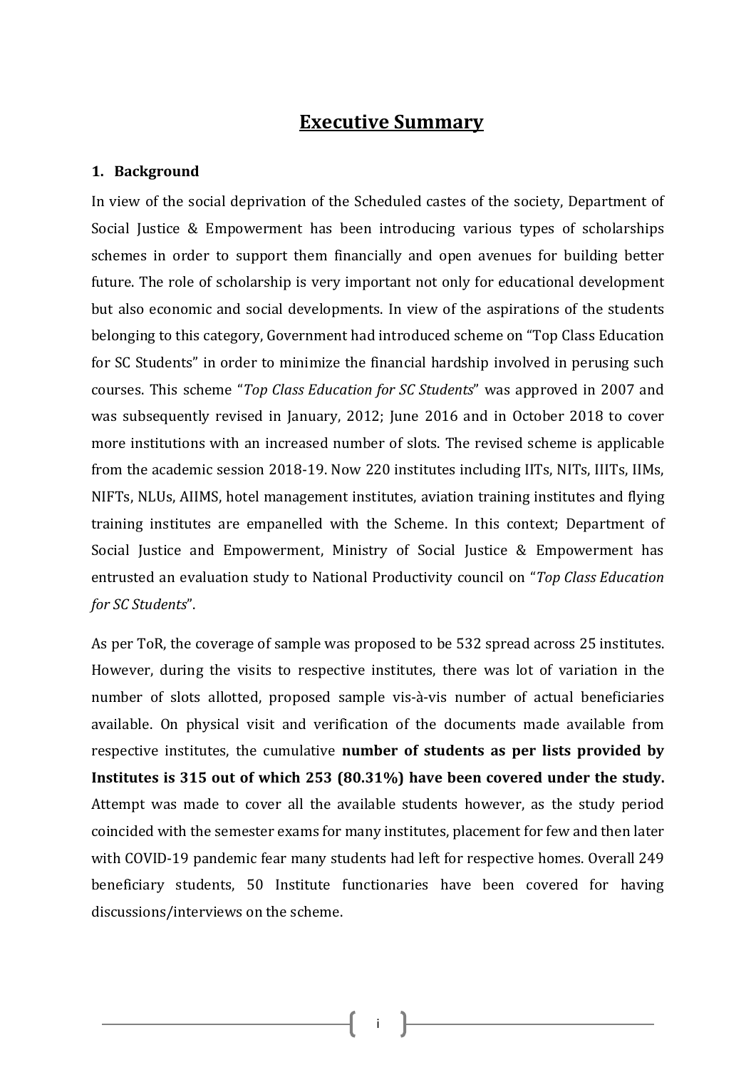# Executive Summary

## 1. Background

In view of the social deprivation of the Scheduled castes of the society, Department of Social Justice & Empowerment has been introducing various types of scholarships schemes in order to support them financially and open avenues for building better future. The role of scholarship is very important not only for educational development but also economic and social developments. In view of the aspirations of the students belonging to this category, Government had introduced scheme on "Top Class Education for SC Students" in order to minimize the financial hardship involved in perusing such courses. This scheme "*Top Class Education for SC Students*" was approved in 2007 and was subsequently revised in January, 2012; June 2016 and in October 2018 to cover more institutions with an increased number of slots. The revised scheme is applicable from the academic session 2018-19. Now 220 institutes including IITs, NITs, IIITs, IIMs, NIFTs, NLUs, AIIMS, hotel management institutes, aviation training institutes and flying training institutes are empanelled with the Scheme. In this context; Department of Social Justice and Empowerment, Ministry of Social Justice & Empowerment has entrusted an evaluation study to National Productivity council on "*Top Class Education for SC Students*".

As per ToR, the coverage of sample was proposed to be 532 spread across 25 institutes. However, during the visits to respective institutes, there was lot of variation in the number of slots allotted, proposed sample vis-à-vis number of actual beneficiaries available. On physical visit and verification of the documents made available from respective institutes, the cumulative **number of students as per lists provided by Institutes is 315 out of which 253 (80.31%) have been covered under the study.** Attempt was made to cover all the available students however, as the study period coincided with the semester exams for many institutes, placement for few and then later with COVID-19 pandemic fear many students had left for respective homes. Overall 249 beneficiary students, 50 Institute functionaries have been covered for having discussions/interviews on the scheme.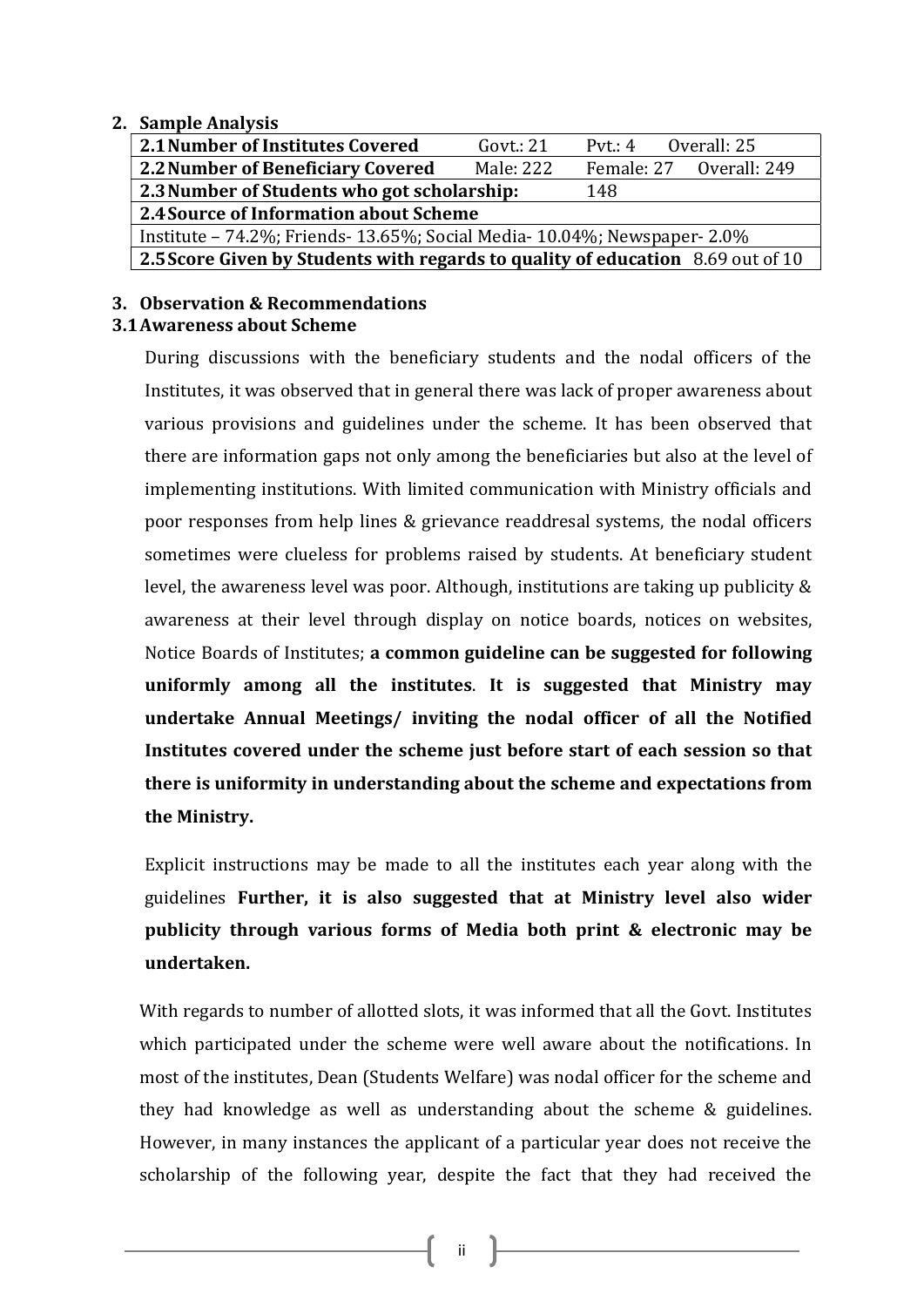## 2. Sample Analysis

| **2.1 Number of Institutes Covered** | Govt.: 21 | Pvt.: 4 | Overall: 25 |
|---|---|---|---|
| **2.2 Number of Beneficiary Covered** | Male: 222 | Female: 27 | Overall: 249 |
| **2.3 Number of Students who got scholarship:** | 148 | | |
| **2.4 Source of Information about Scheme** | | | |
| Institute – 74.2%; Friends- 13.65%; Social Media- 10.04%; Newspaper- 2.0% | | | |
| **2.5 Score Given by Students with regards to quality of education** | 8.69 out of 10 | | |

## 3. Observation & Recommendations

### 3.1 Awareness about Scheme

During discussions with the beneficiary students and the nodal officers of the Institutes, it was observed that in general there was lack of proper awareness about various provisions and guidelines under the scheme. It has been observed that there are information gaps not only among the beneficiaries but also at the level of implementing institutions. With limited communication with Ministry officials and poor responses from help lines & grievance readdresal systems, the nodal officers sometimes were clueless for problems raised by students. At beneficiary student level, the awareness level was poor. Although, institutions are taking up publicity & awareness at their level through display on notice boards, notices on websites, Notice Boards of Institutes; **a common guideline can be suggested for following uniformly among all the institutes**. **It is suggested that Ministry may undertake Annual Meetings/ inviting the nodal officer of all the Notified Institutes covered under the scheme just before start of each session so that there is uniformity in understanding about the scheme and expectations from the Ministry.**

Explicit instructions may be made to all the institutes each year along with the guidelines **Further, it is also suggested that at Ministry level also wider publicity through various forms of Media both print & electronic may be undertaken.**

With regards to number of allotted slots, it was informed that all the Govt. Institutes which participated under the scheme were well aware about the notifications. In most of the institutes, Dean (Students Welfare) was nodal officer for the scheme and they had knowledge as well as understanding about the scheme & guidelines. However, in many instances the applicant of a particular year does not receive the scholarship of the following year, despite the fact that they had received the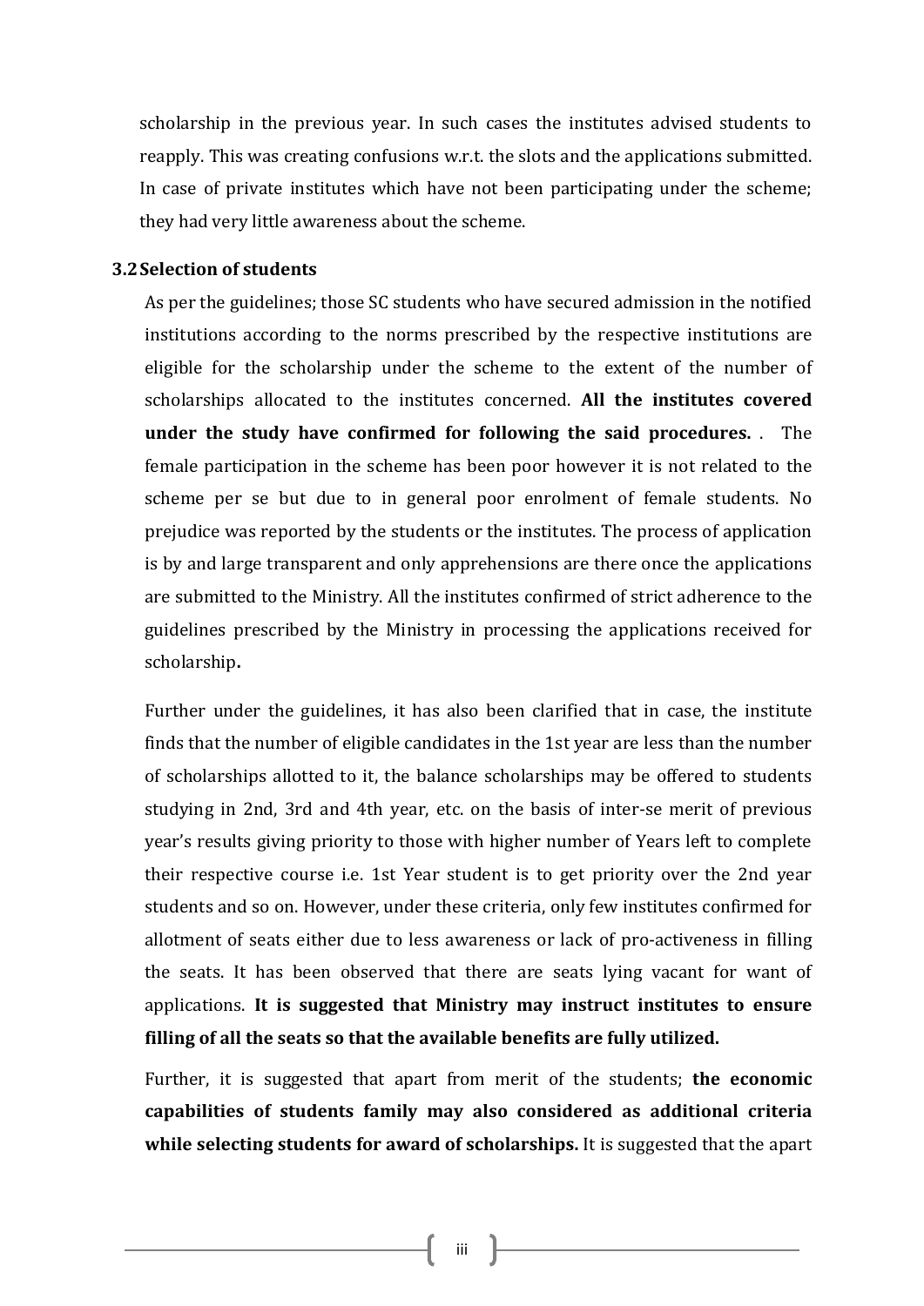scholarship in the previous year. In such cases the institutes advised students to reapply. This was creating confusions w.r.t. the slots and the applications submitted. In case of private institutes which have not been participating under the scheme; they had very little awareness about the scheme.

### 3.2 Selection of students

As per the guidelines; those SC students who have secured admission in the notified institutions according to the norms prescribed by the respective institutions are eligible for the scholarship under the scheme to the extent of the number of scholarships allocated to the institutes concerned. **All the institutes covered under the study have confirmed for following the said procedures.** . The female participation in the scheme has been poor however it is not related to the scheme per se but due to in general poor enrolment of female students. No prejudice was reported by the students or the institutes. The process of application is by and large transparent and only apprehensions are there once the applications are submitted to the Ministry. All the institutes confirmed of strict adherence to the guidelines prescribed by the Ministry in processing the applications received for scholarship**.**

Further under the guidelines, it has also been clarified that in case, the institute finds that the number of eligible candidates in the 1st year are less than the number of scholarships allotted to it, the balance scholarships may be offered to students studying in 2nd, 3rd and 4th year, etc. on the basis of inter-se merit of previous year's results giving priority to those with higher number of Years left to complete their respective course i.e. 1st Year student is to get priority over the 2nd year students and so on. However, under these criteria, only few institutes confirmed for allotment of seats either due to less awareness or lack of pro-activeness in filling the seats. It has been observed that there are seats lying vacant for want of applications. **It is suggested that Ministry may instruct institutes to ensure filling of all the seats so that the available benefits are fully utilized.**

Further, it is suggested that apart from merit of the students; **the economic capabilities of students family may also considered as additional criteria while selecting students for award of scholarships.** It is suggested that the apart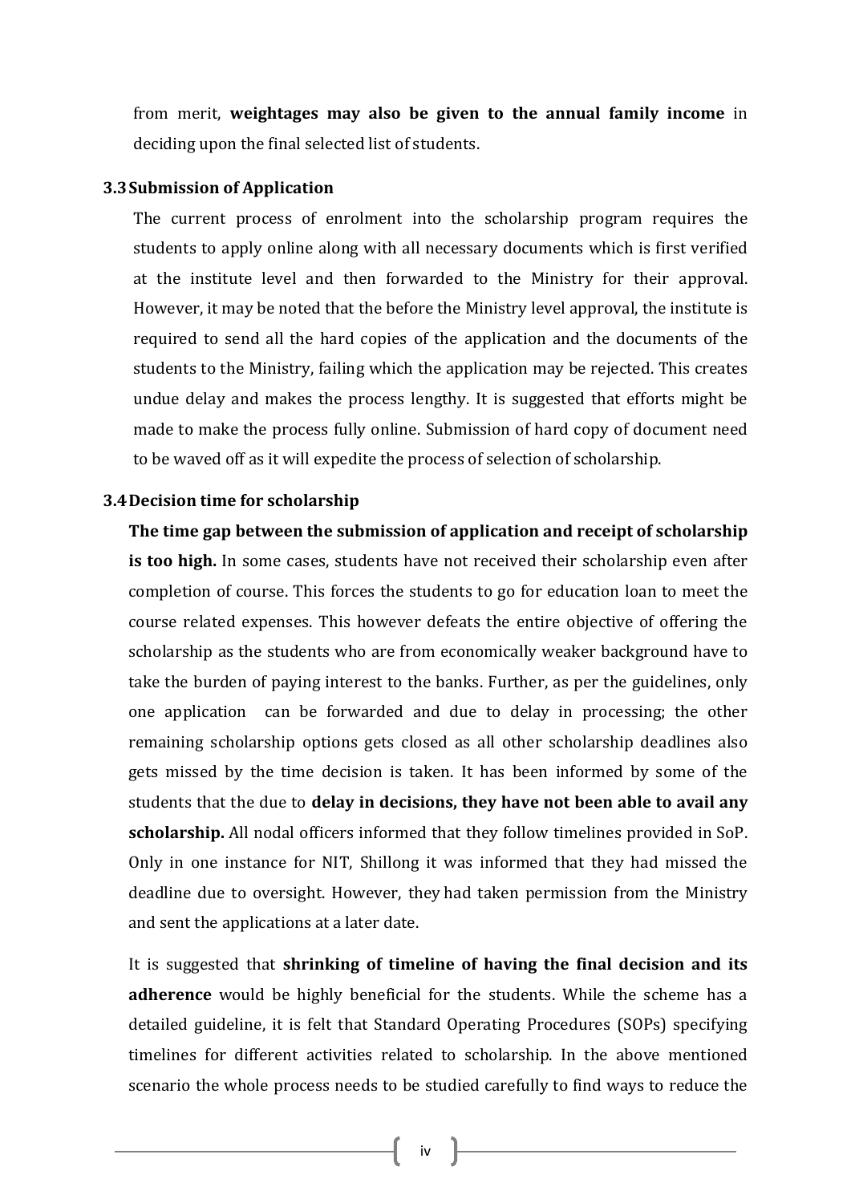from merit, **weightages may also be given to the annual family income** in deciding upon the final selected list of students.

### 3.3 Submission of Application

The current process of enrolment into the scholarship program requires the students to apply online along with all necessary documents which is first verified at the institute level and then forwarded to the Ministry for their approval. However, it may be noted that the before the Ministry level approval, the institute is required to send all the hard copies of the application and the documents of the students to the Ministry, failing which the application may be rejected. This creates undue delay and makes the process lengthy. It is suggested that efforts might be made to make the process fully online. Submission of hard copy of document need to be waved off as it will expedite the process of selection of scholarship.

### 3.4 Decision time for scholarship

**The time gap between the submission of application and receipt of scholarship is too high.** In some cases, students have not received their scholarship even after completion of course. This forces the students to go for education loan to meet the course related expenses. This however defeats the entire objective of offering the scholarship as the students who are from economically weaker background have to take the burden of paying interest to the banks. Further, as per the guidelines, only one application can be forwarded and due to delay in processing; the other remaining scholarship options gets closed as all other scholarship deadlines also gets missed by the time decision is taken. It has been informed by some of the students that the due to **delay in decisions, they have not been able to avail any scholarship.** All nodal officers informed that they follow timelines provided in SoP. Only in one instance for NIT, Shillong it was informed that they had missed the deadline due to oversight. However, they had taken permission from the Ministry and sent the applications at a later date.

It is suggested that **shrinking of timeline of having the final decision and its adherence** would be highly beneficial for the students. While the scheme has a detailed guideline, it is felt that Standard Operating Procedures (SOPs) specifying timelines for different activities related to scholarship. In the above mentioned scenario the whole process needs to be studied carefully to find ways to reduce the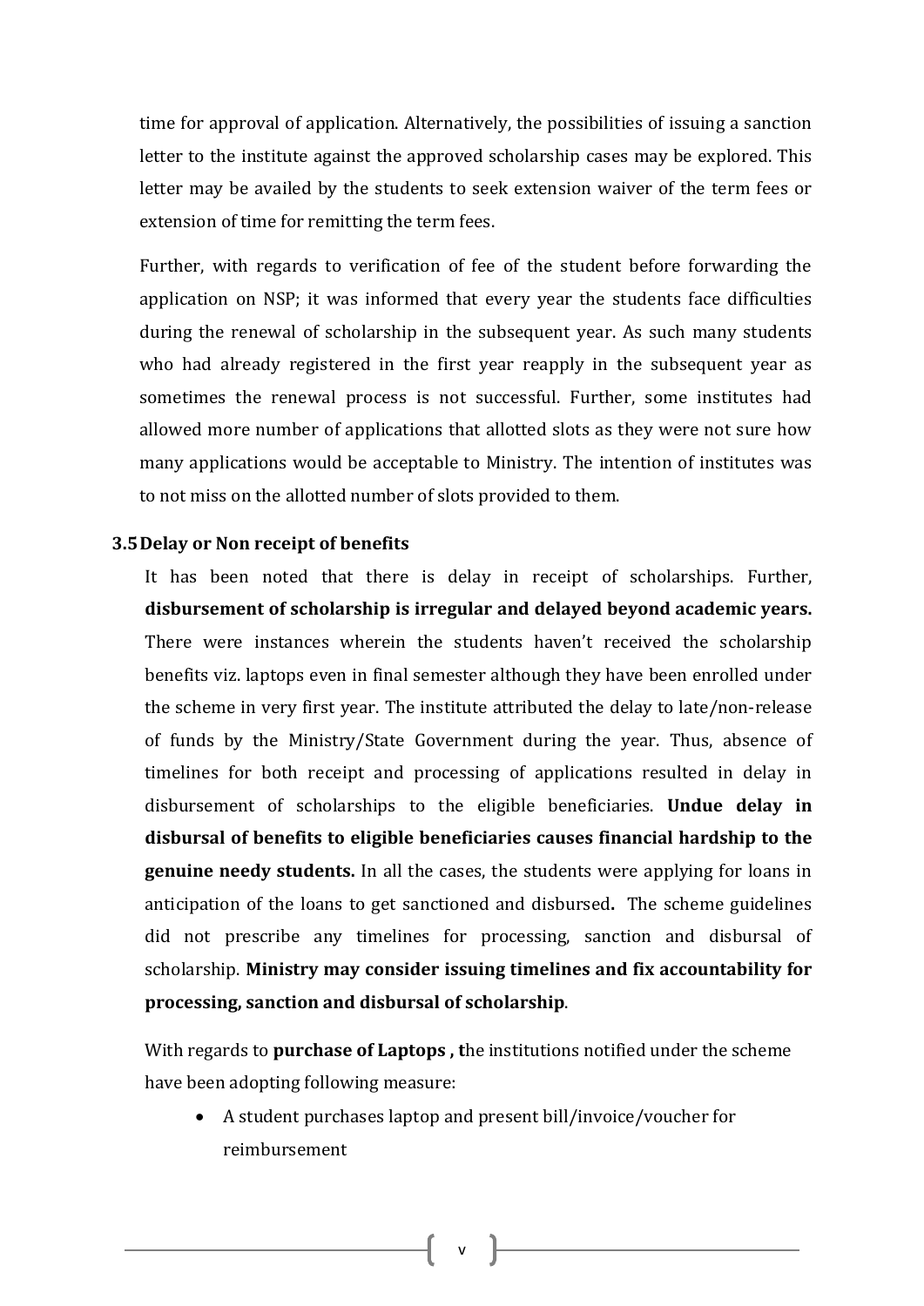time for approval of application. Alternatively, the possibilities of issuing a sanction letter to the institute against the approved scholarship cases may be explored. This letter may be availed by the students to seek extension waiver of the term fees or extension of time for remitting the term fees.

Further, with regards to verification of fee of the student before forwarding the application on NSP; it was informed that every year the students face difficulties during the renewal of scholarship in the subsequent year. As such many students who had already registered in the first year reapply in the subsequent year as sometimes the renewal process is not successful. Further, some institutes had allowed more number of applications that allotted slots as they were not sure how many applications would be acceptable to Ministry. The intention of institutes was to not miss on the allotted number of slots provided to them.

### 3.5 Delay or Non receipt of benefits

It has been noted that there is delay in receipt of scholarships. Further, **disbursement of scholarship is irregular and delayed beyond academic years.** There were instances wherein the students haven't received the scholarship benefits viz. laptops even in final semester although they have been enrolled under the scheme in very first year. The institute attributed the delay to late/non-release of funds by the Ministry/State Government during the year. Thus, absence of timelines for both receipt and processing of applications resulted in delay in disbursement of scholarships to the eligible beneficiaries. **Undue delay in disbursal of benefits to eligible beneficiaries causes financial hardship to the genuine needy students.** In all the cases, the students were applying for loans in anticipation of the loans to get sanctioned and disbursed**.** The scheme guidelines did not prescribe any timelines for processing, sanction and disbursal of scholarship. **Ministry may consider issuing timelines and fix accountability for processing, sanction and disbursal of scholarship**.

With regards to **purchase of Laptops , t**he institutions notified under the scheme have been adopting following measure:

- A student purchases laptop and present bill/invoice/voucher for reimbursement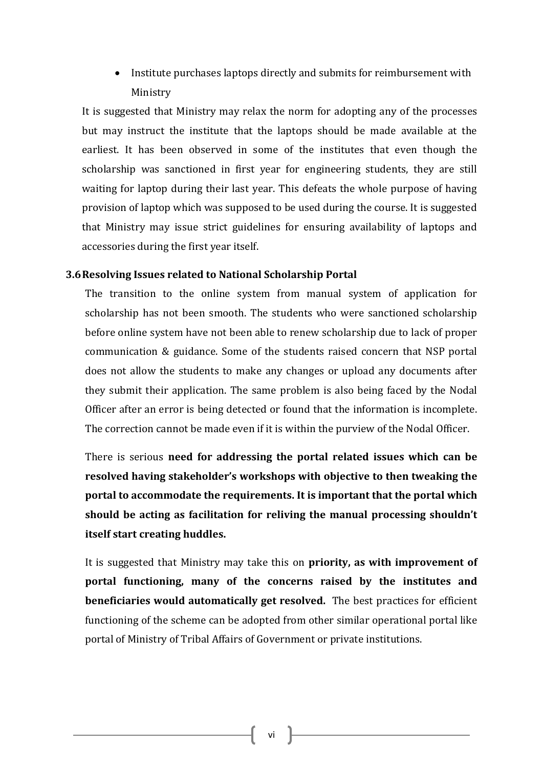- Institute purchases laptops directly and submits for reimbursement with Ministry

It is suggested that Ministry may relax the norm for adopting any of the processes but may instruct the institute that the laptops should be made available at the earliest. It has been observed in some of the institutes that even though the scholarship was sanctioned in first year for engineering students, they are still waiting for laptop during their last year. This defeats the whole purpose of having provision of laptop which was supposed to be used during the course. It is suggested that Ministry may issue strict guidelines for ensuring availability of laptops and accessories during the first year itself.

### 3.6 Resolving Issues related to National Scholarship Portal

The transition to the online system from manual system of application for scholarship has not been smooth. The students who were sanctioned scholarship before online system have not been able to renew scholarship due to lack of proper communication & guidance. Some of the students raised concern that NSP portal does not allow the students to make any changes or upload any documents after they submit their application. The same problem is also being faced by the Nodal Officer after an error is being detected or found that the information is incomplete. The correction cannot be made even if it is within the purview of the Nodal Officer.

There is serious **need for addressing the portal related issues which can be resolved having stakeholder's workshops with objective to then tweaking the portal to accommodate the requirements. It is important that the portal which should be acting as facilitation for reliving the manual processing shouldn't itself start creating huddles.**

It is suggested that Ministry may take this on **priority, as with improvement of portal functioning, many of the concerns raised by the institutes and beneficiaries would automatically get resolved.** The best practices for efficient functioning of the scheme can be adopted from other similar operational portal like portal of Ministry of Tribal Affairs of Government or private institutions.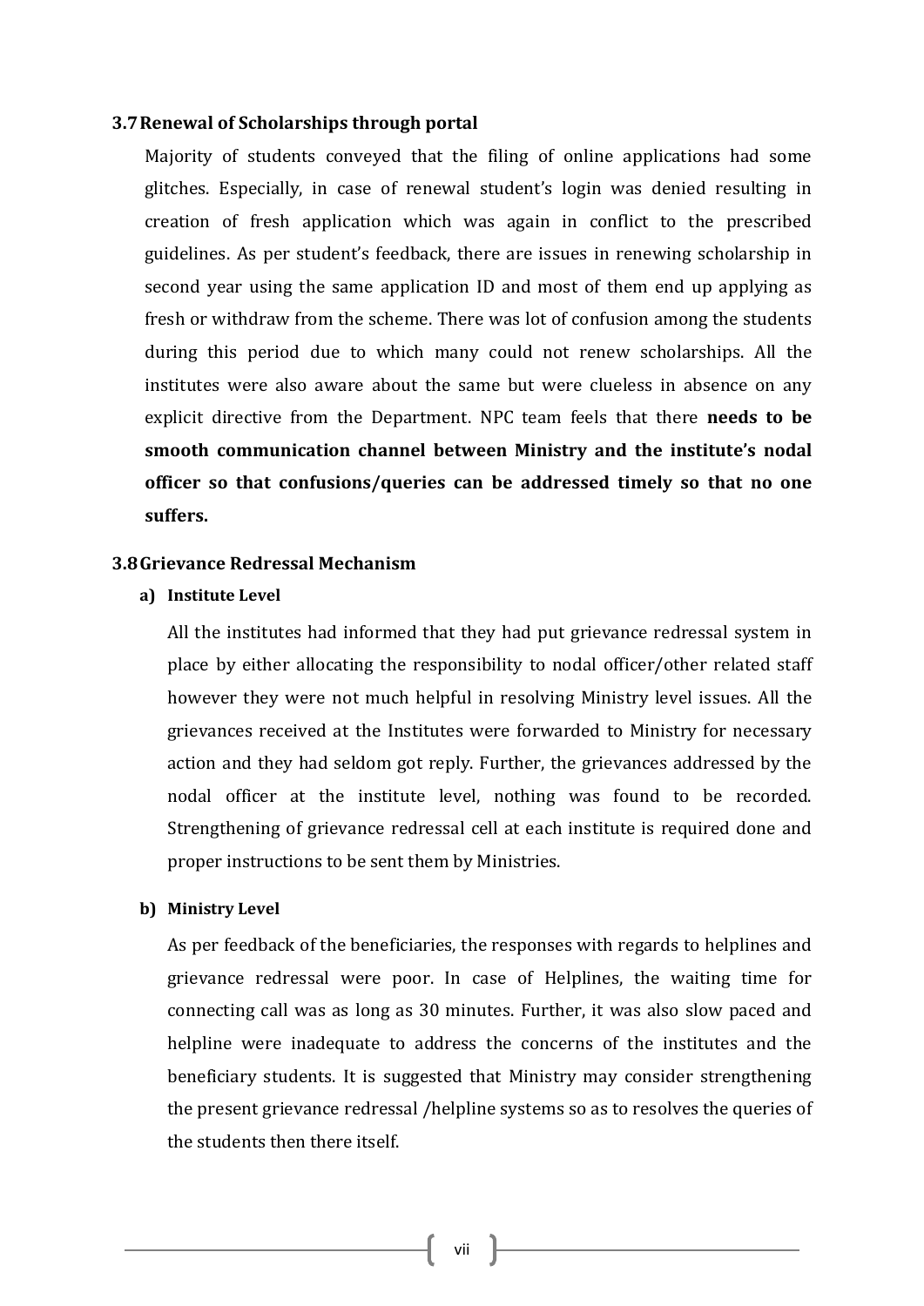### 3.7 Renewal of Scholarships through portal

Majority of students conveyed that the filing of online applications had some glitches. Especially, in case of renewal student's login was denied resulting in creation of fresh application which was again in conflict to the prescribed guidelines. As per student's feedback, there are issues in renewing scholarship in second year using the same application ID and most of them end up applying as fresh or withdraw from the scheme. There was lot of confusion among the students during this period due to which many could not renew scholarships. All the institutes were also aware about the same but were clueless in absence on any explicit directive from the Department. NPC team feels that there **needs to be smooth communication channel between Ministry and the institute's nodal officer so that confusions/queries can be addressed timely so that no one suffers.**

### 3.8 Grievance Redressal Mechanism

**a) Institute Level**

All the institutes had informed that they had put grievance redressal system in place by either allocating the responsibility to nodal officer/other related staff however they were not much helpful in resolving Ministry level issues. All the grievances received at the Institutes were forwarded to Ministry for necessary action and they had seldom got reply. Further, the grievances addressed by the nodal officer at the institute level, nothing was found to be recorded. Strengthening of grievance redressal cell at each institute is required done and proper instructions to be sent them by Ministries.

**b) Ministry Level**

As per feedback of the beneficiaries, the responses with regards to helplines and grievance redressal were poor. In case of Helplines, the waiting time for connecting call was as long as 30 minutes. Further, it was also slow paced and helpline were inadequate to address the concerns of the institutes and the beneficiary students. It is suggested that Ministry may consider strengthening the present grievance redressal /helpline systems so as to resolves the queries of the students then there itself.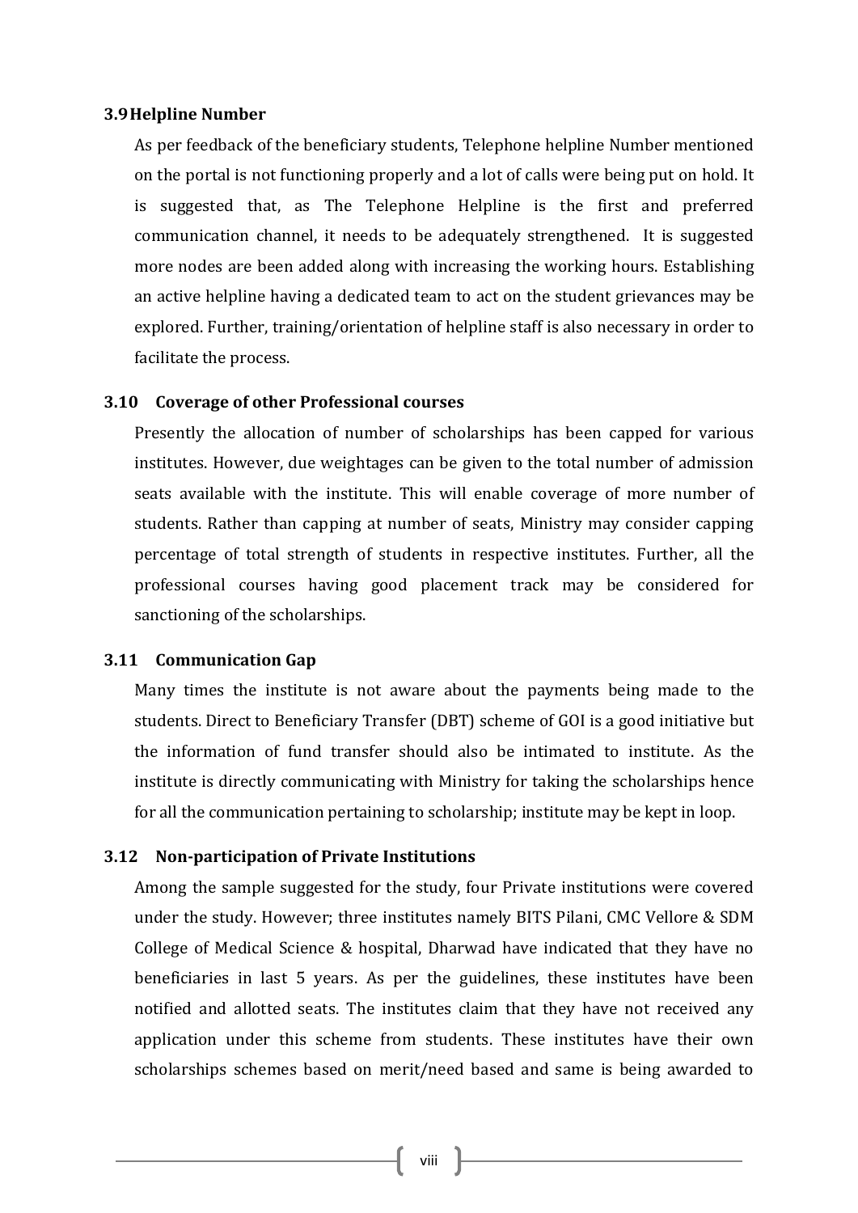### 3.9 Helpline Number

As per feedback of the beneficiary students, Telephone helpline Number mentioned on the portal is not functioning properly and a lot of calls were being put on hold. It is suggested that, as The Telephone Helpline is the first and preferred communication channel, it needs to be adequately strengthened. It is suggested more nodes are been added along with increasing the working hours. Establishing an active helpline having a dedicated team to act on the student grievances may be explored. Further, training/orientation of helpline staff is also necessary in order to facilitate the process.

### 3.10 Coverage of other Professional courses

Presently the allocation of number of scholarships has been capped for various institutes. However, due weightages can be given to the total number of admission seats available with the institute. This will enable coverage of more number of students. Rather than capping at number of seats, Ministry may consider capping percentage of total strength of students in respective institutes. Further, all the professional courses having good placement track may be considered for sanctioning of the scholarships.

### 3.11 Communication Gap

Many times the institute is not aware about the payments being made to the students. Direct to Beneficiary Transfer (DBT) scheme of GOI is a good initiative but the information of fund transfer should also be intimated to institute. As the institute is directly communicating with Ministry for taking the scholarships hence for all the communication pertaining to scholarship; institute may be kept in loop.

### 3.12 Non-participation of Private Institutions

Among the sample suggested for the study, four Private institutions were covered under the study. However; three institutes namely BITS Pilani, CMC Vellore & SDM College of Medical Science & hospital, Dharwad have indicated that they have no beneficiaries in last 5 years. As per the guidelines, these institutes have been notified and allotted seats. The institutes claim that they have not received any application under this scheme from students. These institutes have their own scholarships schemes based on merit/need based and same is being awarded to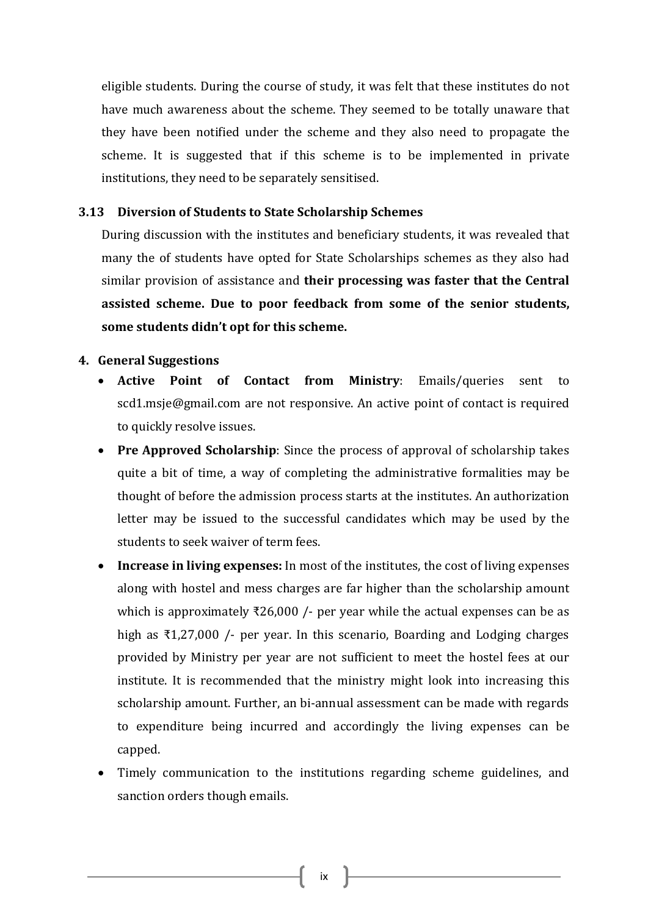eligible students. During the course of study, it was felt that these institutes do not have much awareness about the scheme. They seemed to be totally unaware that they have been notified under the scheme and they also need to propagate the scheme. It is suggested that if this scheme is to be implemented in private institutions, they need to be separately sensitised.

### 3.13 Diversion of Students to State Scholarship Schemes

During discussion with the institutes and beneficiary students, it was revealed that many the of students have opted for State Scholarships schemes as they also had similar provision of assistance and **their processing was faster that the Central assisted scheme. Due to poor feedback from some of the senior students, some students didn't opt for this scheme.**

## 4. General Suggestions

- **Active Point of Contact from Ministry**: Emails/queries sent to scd1.msje@gmail.com are not responsive. An active point of contact is required to quickly resolve issues.
- **Pre Approved Scholarship**: Since the process of approval of scholarship takes quite a bit of time, a way of completing the administrative formalities may be thought of before the admission process starts at the institutes. An authorization letter may be issued to the successful candidates which may be used by the students to seek waiver of term fees.
- **Increase in living expenses:** In most of the institutes, the cost of living expenses along with hostel and mess charges are far higher than the scholarship amount which is approximately ₹26,000 /- per year while the actual expenses can be as high as ₹1,27,000 /- per year. In this scenario, Boarding and Lodging charges provided by Ministry per year are not sufficient to meet the hostel fees at our institute. It is recommended that the ministry might look into increasing this scholarship amount. Further, an bi-annual assessment can be made with regards to expenditure being incurred and accordingly the living expenses can be capped.
- Timely communication to the institutions regarding scheme guidelines, and sanction orders though emails.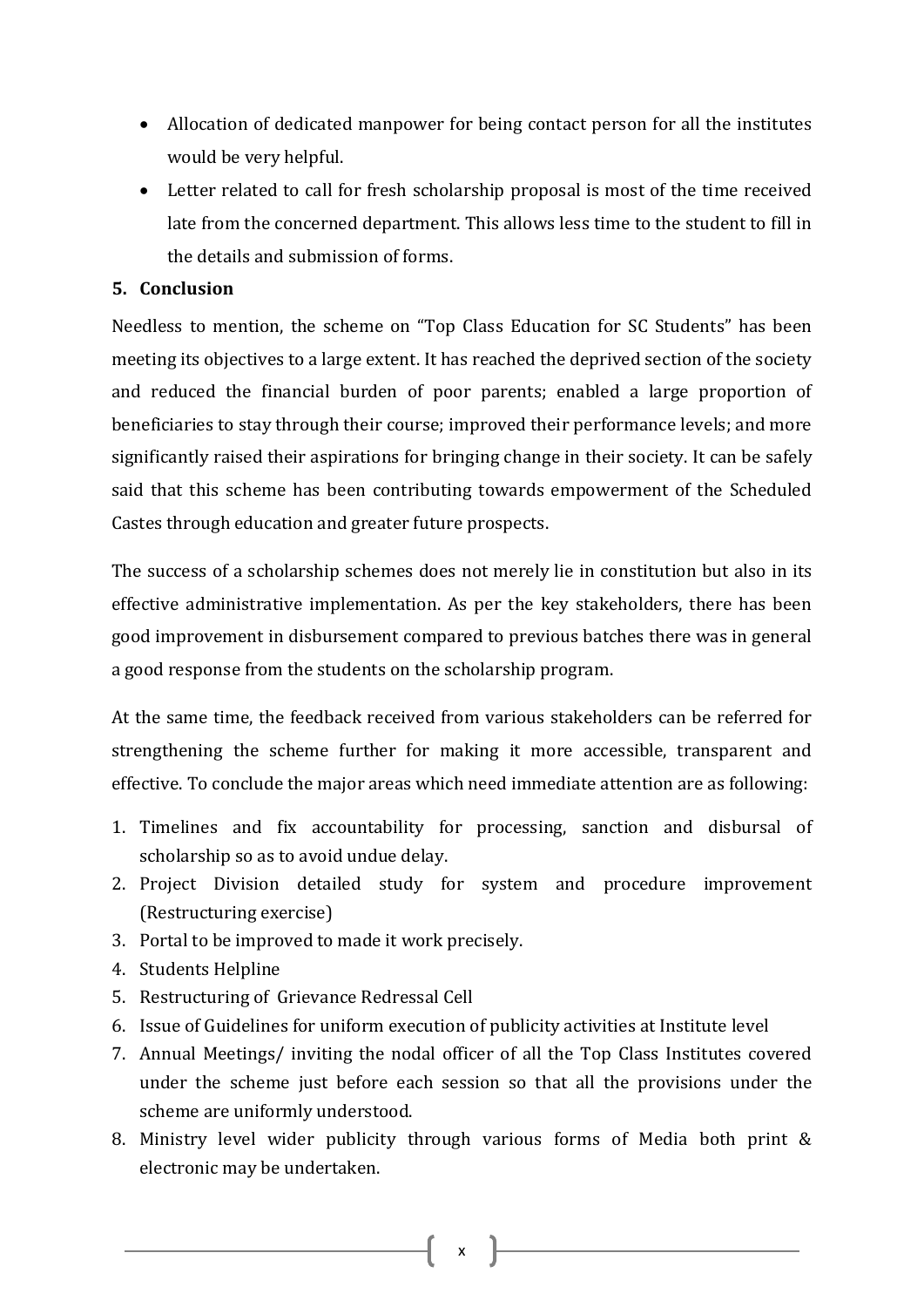- Allocation of dedicated manpower for being contact person for all the institutes would be very helpful.
- Letter related to call for fresh scholarship proposal is most of the time received late from the concerned department. This allows less time to the student to fill in the details and submission of forms.

## 5. Conclusion

Needless to mention, the scheme on "Top Class Education for SC Students" has been meeting its objectives to a large extent. It has reached the deprived section of the society and reduced the financial burden of poor parents; enabled a large proportion of beneficiaries to stay through their course; improved their performance levels; and more significantly raised their aspirations for bringing change in their society. It can be safely said that this scheme has been contributing towards empowerment of the Scheduled Castes through education and greater future prospects.

The success of a scholarship schemes does not merely lie in constitution but also in its effective administrative implementation. As per the key stakeholders, there has been good improvement in disbursement compared to previous batches there was in general a good response from the students on the scholarship program.

At the same time, the feedback received from various stakeholders can be referred for strengthening the scheme further for making it more accessible, transparent and effective. To conclude the major areas which need immediate attention are as following:

1. Timelines and fix accountability for processing, sanction and disbursal of scholarship so as to avoid undue delay.
2. Project Division detailed study for system and procedure improvement (Restructuring exercise)
3. Portal to be improved to made it work precisely.
4. Students Helpline
5. Restructuring of Grievance Redressal Cell
6. Issue of Guidelines for uniform execution of publicity activities at Institute level
7. Annual Meetings/ inviting the nodal officer of all the Top Class Institutes covered under the scheme just before each session so that all the provisions under the scheme are uniformly understood.
8. Ministry level wider publicity through various forms of Media both print & electronic may be undertaken.